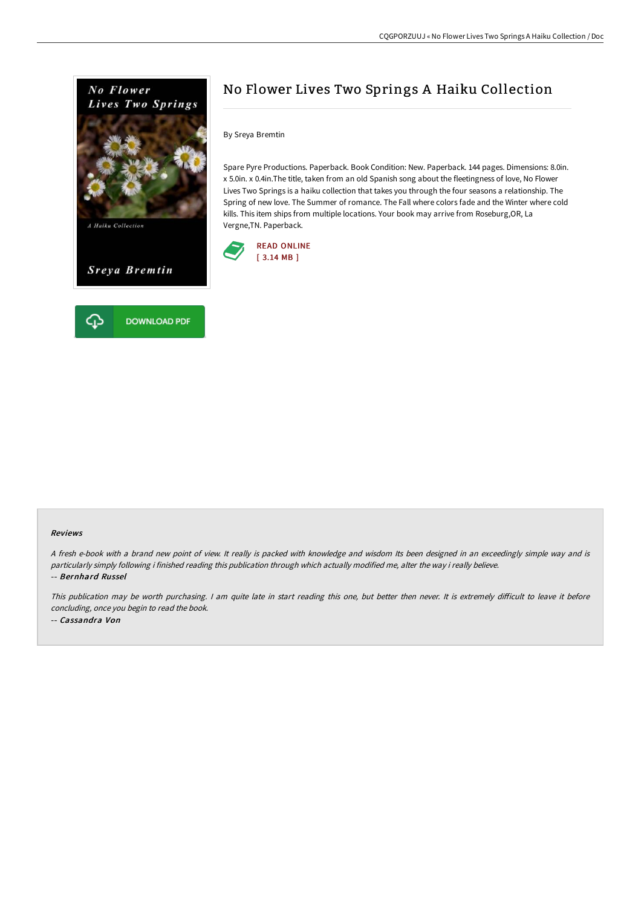# No Flower Lives Two Springs A Haiku Collection

By Sreya Bremtin

Spare Pyre Productions. Paperback. Book Condition: New. Paperback. 144 pages. Dimensions: 8.0in. x 5.0in. x 0.4in.The title, taken from an old Spanish song about the fleetingness of love, No Flower Lives Two Springs is a haiku collection that takes you through the four seasons a relationship. The Spring of new love. The Summer of romance. The Fall where colors fade and the Winter where cold kills. This item ships from multiple locations. Your book may arrive from Roseburg,OR, La Vergne,TN. Paperback.

READ ONLINE
[ 3.14 MB ]

DOWNLOAD PDF

### Reviews

*A fresh e-book with a brand new point of view. It really is packed with knowledge and wisdom Its been designed in an exceedingly simple way and is particularly simply following i finished reading this publication through which actually modified me, alter the way i really believe.*

*-- Bernhard Russel*

*This publication may be worth purchasing. I am quite late in start reading this one, but better then never. It is extremely difficult to leave it before concluding, once you begin to read the book.*

*-- Cassandra Von*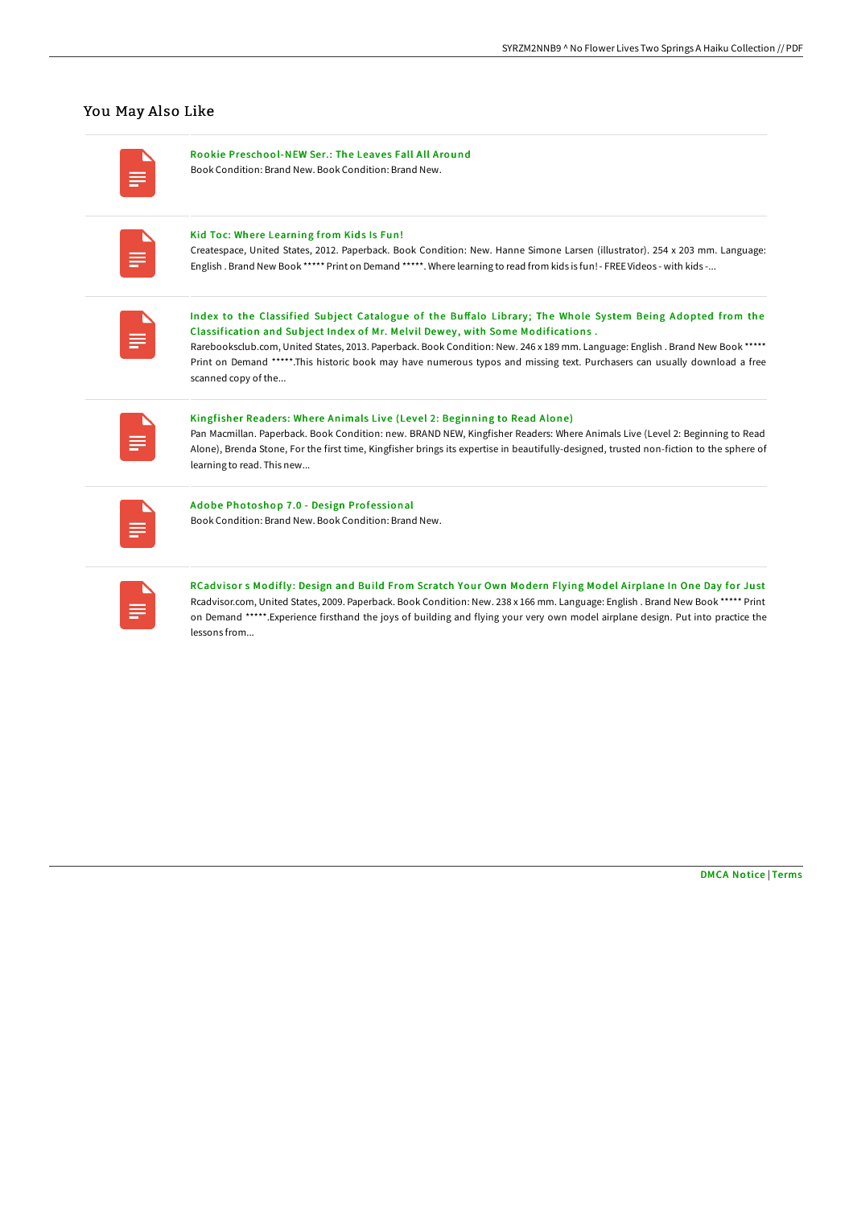## You May Also Like

**Rookie Preschool-NEW Ser.: The Leaves Fall All Around**

Book Condition: Brand New. Book Condition: Brand New.

**Kid Toc: Where Learning from Kids Is Fun!**

Createspace, United States, 2012. Paperback. Book Condition: New. Hanne Simone Larsen (illustrator). 254 x 203 mm. Language: English . Brand New Book ***** Print on Demand *****. Where learning to read from kids is fun! - FREE Videos - with kids -...

**Index to the Classified Subject Catalogue of the Buffalo Library; The Whole System Being Adopted from the Classification and Subject Index of Mr. Melvil Dewey, with Some Modifications .**

Rarebooksclub.com, United States, 2013. Paperback. Book Condition: New. 246 x 189 mm. Language: English . Brand New Book ***** Print on Demand *****.This historic book may have numerous typos and missing text. Purchasers can usually download a free scanned copy of the...

**Kingfisher Readers: Where Animals Live (Level 2: Beginning to Read Alone)**

Pan Macmillan. Paperback. Book Condition: new. BRAND NEW, Kingfisher Readers: Where Animals Live (Level 2: Beginning to Read Alone), Brenda Stone, For the first time, Kingfisher brings its expertise in beautifully-designed, trusted non-fiction to the sphere of learning to read. This new...

**Adobe Photoshop 7.0 - Design Professional**

Book Condition: Brand New. Book Condition: Brand New.

**RCadvisor s Modifly: Design and Build From Scratch Your Own Modern Flying Model Airplane In One Day for Just**

Rcadvisor.com, United States, 2009. Paperback. Book Condition: New. 238 x 166 mm. Language: English . Brand New Book ***** Print on Demand *****.Experience firsthand the joys of building and flying your very own model airplane design. Put into practice the lessons from...